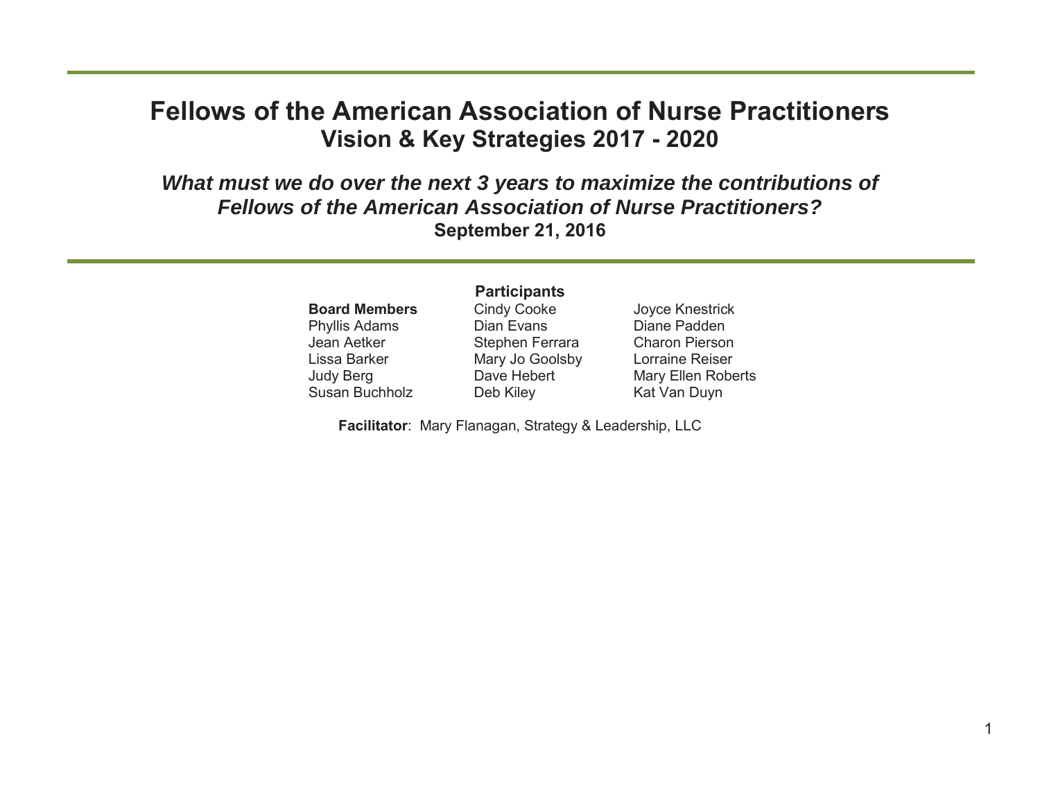# Fellows of the American Association of Nurse Practitioners

## Vision & Key Strategies 2017 - 2020

***What must we do over the next 3 years to maximize the contributions of Fellows of the American Association of Nurse Practitioners?***

**September 21, 2016**

---

### Participants

| **Board Members** | Cindy Cooke | Joyce Knestrick |
| --- | --- | --- |
| Phyllis Adams | Dian Evans | Diane Padden |
| Jean Aetker | Stephen Ferrara | Charon Pierson |
| Lissa Barker | Mary Jo Goolsby | Lorraine Reiser |
| Judy Berg | Dave Hebert | Mary Ellen Roberts |
| Susan Buchholz | Deb Kiley | Kat Van Duyn |

**Facilitator**: Mary Flanagan, Strategy & Leadership, LLC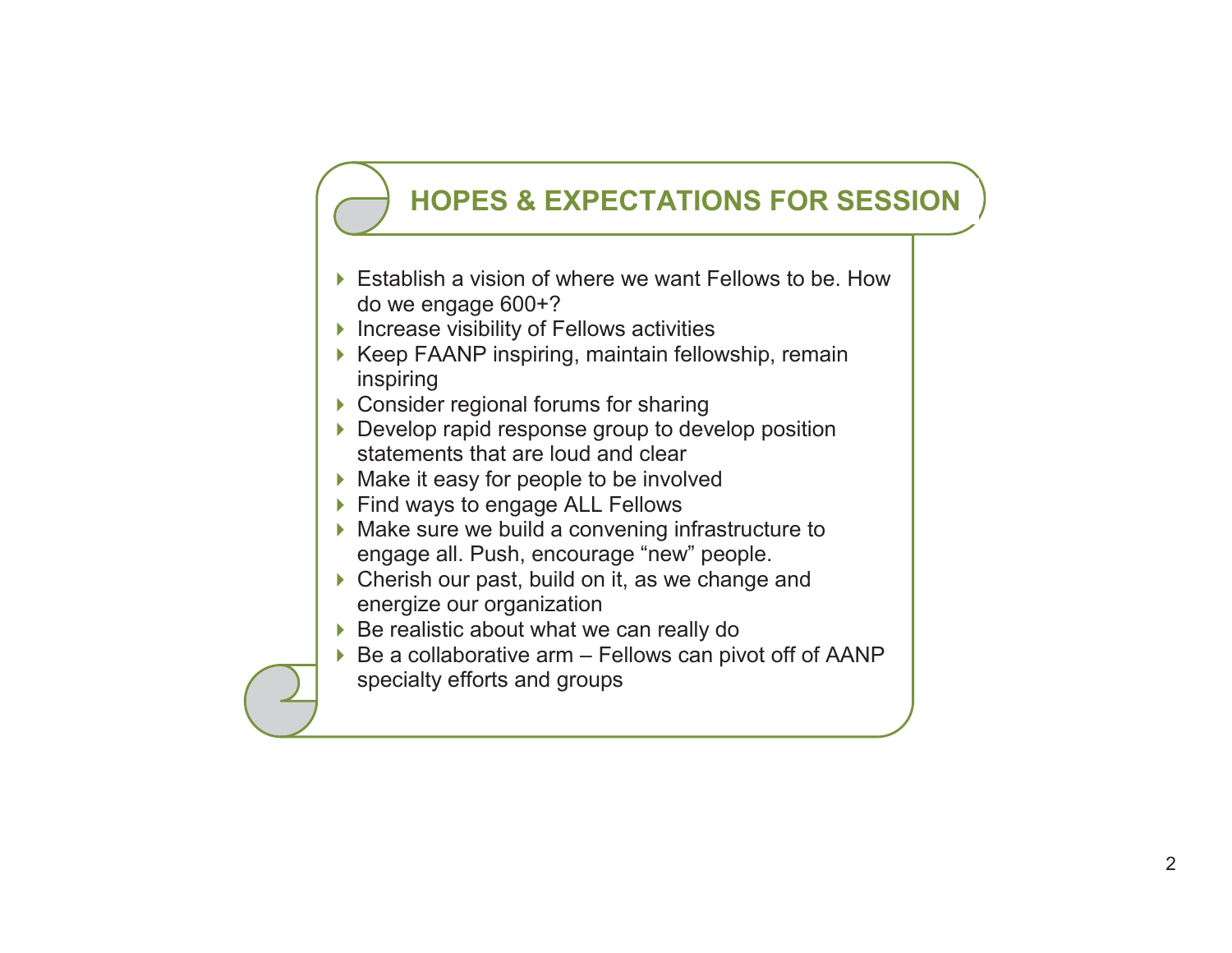## HOPES & EXPECTATIONS FOR SESSION

- Establish a vision of where we want Fellows to be. How do we engage 600+?
- Increase visibility of Fellows activities
- Keep FAANP inspiring, maintain fellowship, remain inspiring
- Consider regional forums for sharing
- Develop rapid response group to develop position statements that are loud and clear
- Make it easy for people to be involved
- Find ways to engage ALL Fellows
- Make sure we build a convening infrastructure to engage all. Push, encourage "new" people.
- Cherish our past, build on it, as we change and energize our organization
- Be realistic about what we can really do
- Be a collaborative arm – Fellows can pivot off of AANP specialty efforts and groups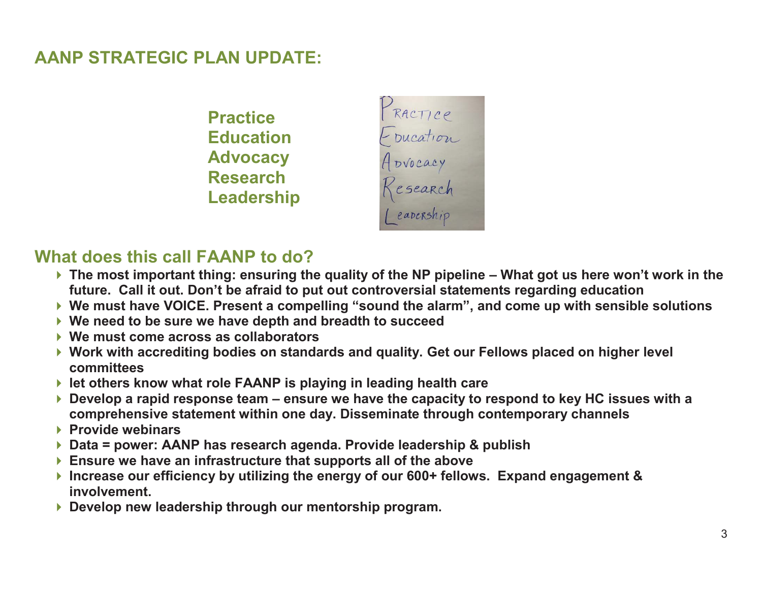## AANP STRATEGIC PLAN UPDATE:

**Practice**
**Education**
**Advocacy**
**Research**
**Leadership**

## What does this call FAANP to do?

- **The most important thing: ensuring the quality of the NP pipeline – What got us here won't work in the future. Call it out. Don't be afraid to put out controversial statements regarding education**
- **We must have VOICE. Present a compelling "sound the alarm", and come up with sensible solutions**
- **We need to be sure we have depth and breadth to succeed**
- **We must come across as collaborators**
- **Work with accrediting bodies on standards and quality. Get our Fellows placed on higher level committees**
- **let others know what role FAANP is playing in leading health care**
- **Develop a rapid response team – ensure we have the capacity to respond to key HC issues with a comprehensive statement within one day. Disseminate through contemporary channels**
- **Provide webinars**
- **Data = power: AANP has research agenda. Provide leadership & publish**
- **Ensure we have an infrastructure that supports all of the above**
- **Increase our efficiency by utilizing the energy of our 600+ fellows. Expand engagement & involvement.**
- **Develop new leadership through our mentorship program.**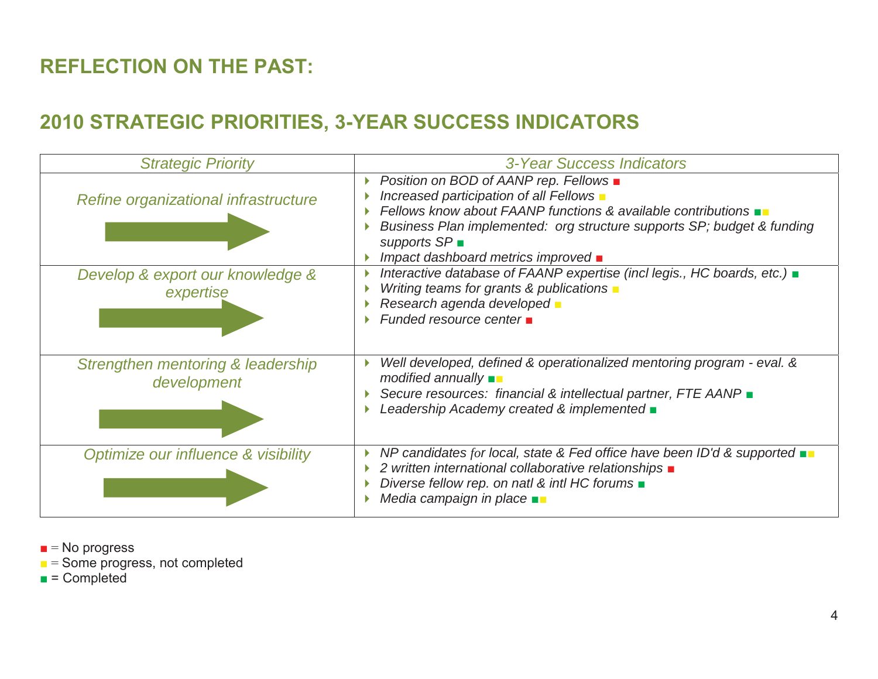# REFLECTION ON THE PAST:

## 2010 STRATEGIC PRIORITIES, 3-YEAR SUCCESS INDICATORS

| *Strategic Priority* | *3-Year Success Indicators* |
|---|---|
| *Refine organizational infrastructure* | • *Position on BOD of AANP rep. Fellows* ■ (red)<br>• *Increased participation of all Fellows* ■ (yellow)<br>• *Fellows know about FAANP functions & available contributions* ■ (green) ■ (yellow)<br>• *Business Plan implemented: org structure supports SP; budget & funding supports SP* ■ (green)<br>• *Impact dashboard metrics improved* ■ (red) |
| *Develop & export our knowledge & expertise* | • *Interactive database of FAANP expertise (incl legis., HC boards, etc.)* ■ (green)<br>• *Writing teams for grants & publications* ■ (yellow)<br>• *Research agenda developed* ■ (yellow)<br>• *Funded resource center* ■ (red) |
| *Strengthen mentoring & leadership development* | • *Well developed, defined & operationalized mentoring program - eval. & modified annually* ■ (green) ■ (yellow)<br>• *Secure resources: financial & intellectual partner, FTE AANP* ■ (green)<br>• *Leadership Academy created & implemented* ■ (green) |
| *Optimize our influence & visibility* | • *NP candidates for local, state & Fed office have been ID'd & supported* ■ (green) ■ (yellow)<br>• *2 written international collaborative relationships* ■ (red)<br>• *Diverse fellow rep. on natl & intl HC forums* ■ (green)<br>• *Media campaign in place* ■ (green) ■ (yellow) |

■ (red) = No progress  
■ (yellow) = Some progress, not completed  
■ (green) = Completed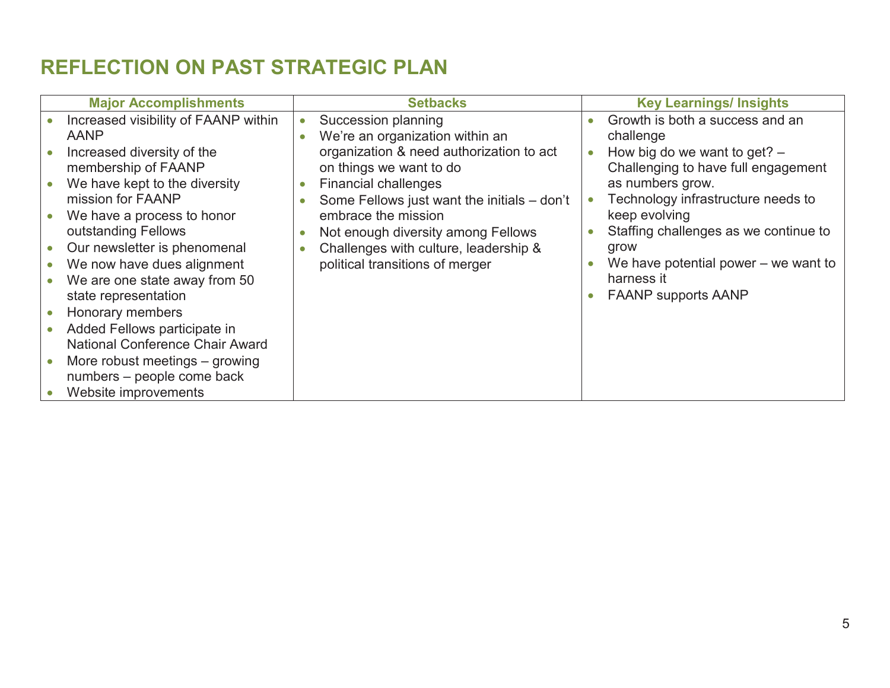# REFLECTION ON PAST STRATEGIC PLAN

| Major Accomplishments | Setbacks | Key Learnings/ Insights |
|---|---|---|
| • Increased visibility of FAANP within AANP<br>• Increased diversity of the membership of FAANP<br>• We have kept to the diversity mission for FAANP<br>• We have a process to honor outstanding Fellows<br>• Our newsletter is phenomenal<br>• We now have dues alignment<br>• We are one state away from 50 state representation<br>• Honorary members<br>• Added Fellows participate in National Conference Chair Award<br>• More robust meetings – growing numbers – people come back<br>• Website improvements | • Succession planning<br>• We're an organization within an organization & need authorization to act on things we want to do<br>• Financial challenges<br>• Some Fellows just want the initials – don't embrace the mission<br>• Not enough diversity among Fellows<br>• Challenges with culture, leadership & political transitions of merger | • Growth is both a success and an challenge<br>• How big do we want to get? – Challenging to have full engagement as numbers grow.<br>• Technology infrastructure needs to keep evolving<br>• Staffing challenges as we continue to grow<br>• We have potential power – we want to harness it<br>• FAANP supports AANP |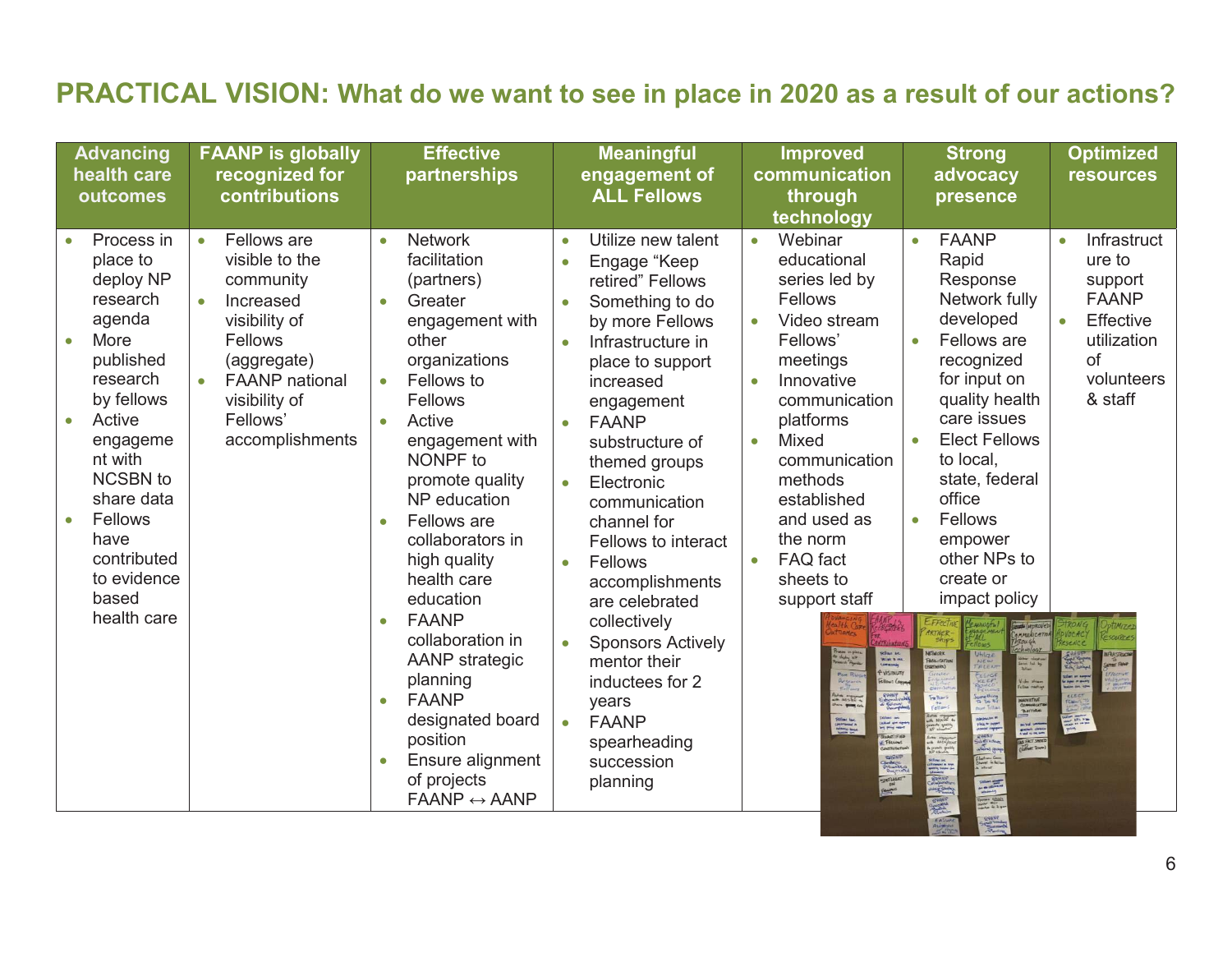# PRACTICAL VISION: What do we want to see in place in 2020 as a result of our actions?

| Advancing health care outcomes | FAANP is globally recognized for contributions | Effective partnerships | Meaningful engagement of ALL Fellows | Improved communication through technology | Strong advocacy presence | Optimized resources |
|---|---|---|---|---|---|---|
| • Process in place to deploy NP research agenda<br>• More published research by fellows<br>• Active engagement with NCSBN to share data<br>• Fellows have contributed to evidence based health care | • Fellows are visible to the community<br>• Increased visibility of Fellows (aggregate)<br>• FAANP national visibility of Fellows' accomplishments | • Network facilitation (partners)<br>• Greater engagement with other organizations<br>• Fellows to Fellows<br>• Active engagement with NONPF to promote quality NP education<br>• Fellows are collaborators in high quality health care education<br>• FAANP collaboration in AANP strategic planning<br>• FAANP designated board position<br>• Ensure alignment of projects FAANP ↔ AANP | • Utilize new talent<br>• Engage "Keep retired" Fellows<br>• Something to do by more Fellows<br>• Infrastructure in place to support increased engagement<br>• FAANP substructure of themed groups<br>• Electronic communication channel for Fellows to interact<br>• Fellows accomplishments are celebrated collectively<br>• Sponsors Actively mentor their inductees for 2 years<br>• FAANP spearheading succession planning | • Webinar educational series led by Fellows<br>• Video stream Fellows' meetings<br>• Innovative communication platforms<br>• Mixed communication methods established and used as the norm<br>• FAQ fact sheets to support staff | • FAANP Rapid Response Network fully developed<br>• Fellows are recognized for input on quality health care issues<br>• Elect Fellows to local, state, federal office<br>• Fellows empower other NPs to create or impact policy | • Infrastructure to support FAANP<br>• Effective utilization of volunteers & staff |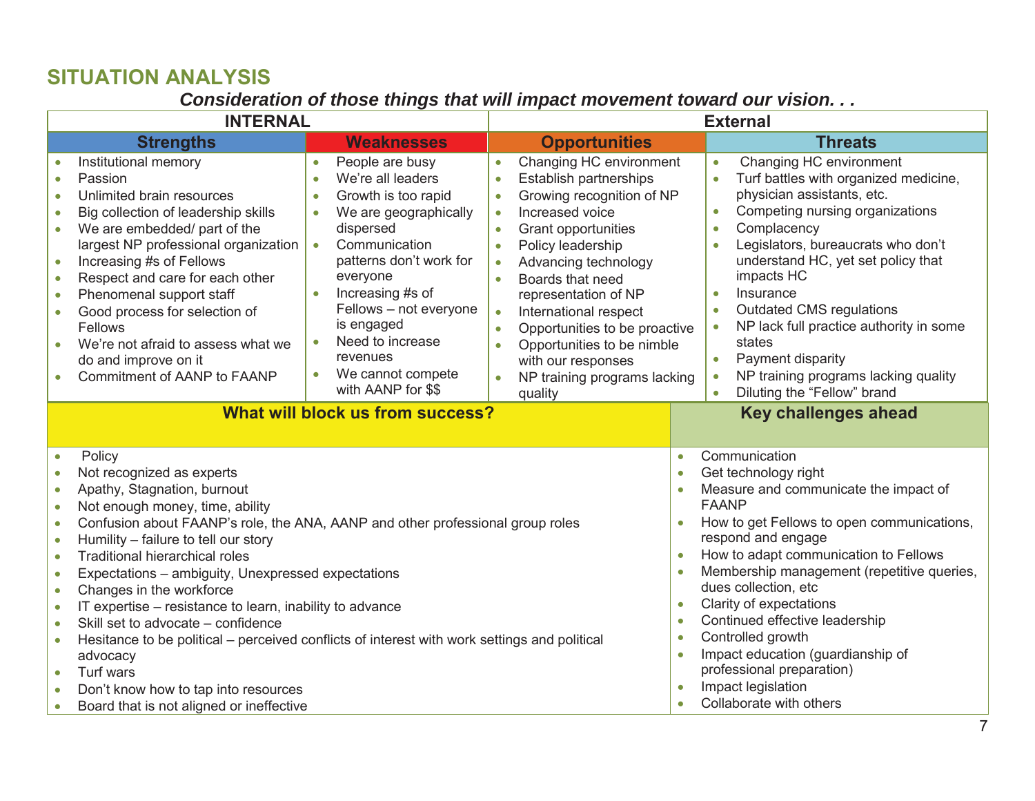## SITUATION ANALYSIS

***Consideration of those things that will impact movement toward our vision. . .***

| INTERNAL | | External | |
|---|---|---|---|
| **Strengths** | **Weaknesses** | **Opportunities** | **Threats** |
| • Institutional memory<br>• Passion<br>• Unlimited brain resources<br>• Big collection of leadership skills<br>• We are embedded/ part of the largest NP professional organization<br>• Increasing #s of Fellows<br>• Respect and care for each other<br>• Phenomenal support staff<br>• Good process for selection of Fellows<br>• We're not afraid to assess what we do and improve on it<br>• Commitment of AANP to FAANP | • People are busy<br>• We're all leaders<br>• Growth is too rapid<br>• We are geographically dispersed<br>• Communication patterns don't work for everyone<br>• Increasing #s of Fellows – not everyone is engaged<br>• Need to increase revenues<br>• We cannot compete with AANP for $$ | • Changing HC environment<br>• Establish partnerships<br>• Growing recognition of NP<br>• Increased voice<br>• Grant opportunities<br>• Policy leadership<br>• Advancing technology<br>• Boards that need representation of NP<br>• International respect<br>• Opportunities to be proactive<br>• Opportunities to be nimble with our responses<br>• NP training programs lacking quality | • Changing HC environment<br>• Turf battles with organized medicine, physician assistants, etc.<br>• Competing nursing organizations<br>• Complacency<br>• Legislators, bureaucrats who don't understand HC, yet set policy that impacts HC<br>• Insurance<br>• Outdated CMS regulations<br>• NP lack full practice authority in some states<br>• Payment disparity<br>• NP training programs lacking quality<br>• Diluting the "Fellow" brand |

| What will block us from success? | Key challenges ahead |
|---|---|
| • Policy<br>• Not recognized as experts<br>• Apathy, Stagnation, burnout<br>• Not enough money, time, ability<br>• Confusion about FAANP's role, the ANA, AANP and other professional group roles<br>• Humility – failure to tell our story<br>• Traditional hierarchical roles<br>• Expectations – ambiguity, Unexpressed expectations<br>• Changes in the workforce<br>• IT expertise – resistance to learn, inability to advance<br>• Skill set to advocate – confidence<br>• Hesitance to be political – perceived conflicts of interest with work settings and political advocacy<br>• Turf wars<br>• Don't know how to tap into resources<br>• Board that is not aligned or ineffective | • Communication<br>• Get technology right<br>• Measure and communicate the impact of FAANP<br>• How to get Fellows to open communications, respond and engage<br>• How to adapt communication to Fellows<br>• Membership management (repetitive queries, dues collection, etc<br>• Clarity of expectations<br>• Continued effective leadership<br>• Controlled growth<br>• Impact education (guardianship of professional preparation)<br>• Impact legislation<br>• Collaborate with others |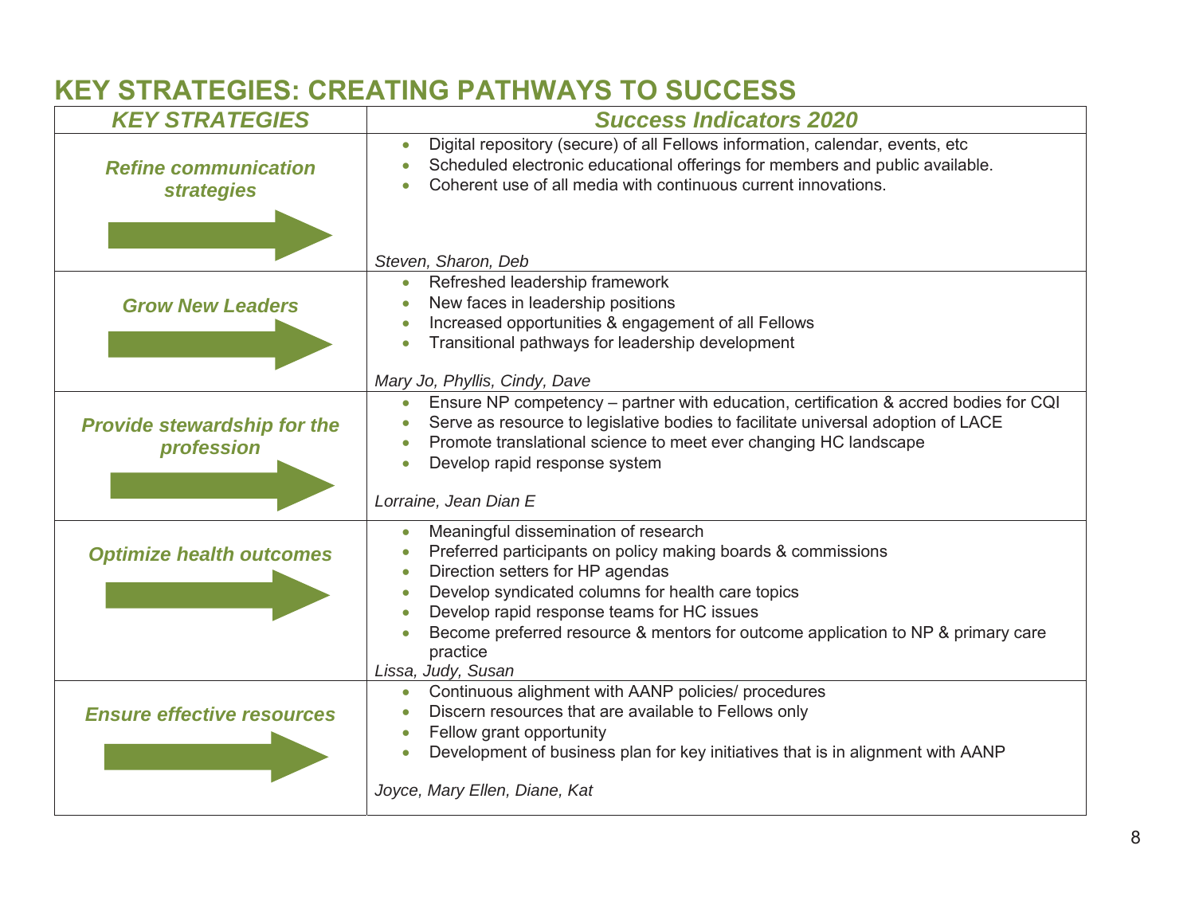# KEY STRATEGIES: CREATING PATHWAYS TO SUCCESS

| *KEY STRATEGIES* | *Success Indicators 2020* |
|---|---|
| *Refine communication strategies* | • Digital repository (secure) of all Fellows information, calendar, events, etc<br>• Scheduled electronic educational offerings for members and public available.<br>• Coherent use of all media with continuous current innovations.<br><br>*Steven, Sharon, Deb* |
| *Grow New Leaders* | • Refreshed leadership framework<br>• New faces in leadership positions<br>• Increased opportunities & engagement of all Fellows<br>• Transitional pathways for leadership development<br><br>*Mary Jo, Phyllis, Cindy, Dave* |
| *Provide stewardship for the profession* | • Ensure NP competency – partner with education, certification & accred bodies for CQI<br>• Serve as resource to legislative bodies to facilitate universal adoption of LACE<br>• Promote translational science to meet ever changing HC landscape<br>• Develop rapid response system<br><br>*Lorraine, Jean Dian E* |
| *Optimize health outcomes* | • Meaningful dissemination of research<br>• Preferred participants on policy making boards & commissions<br>• Direction setters for HP agendas<br>• Develop syndicated columns for health care topics<br>• Develop rapid response teams for HC issues<br>• Become preferred resource & mentors for outcome application to NP & primary care practice<br>*Lissa, Judy, Susan* |
| *Ensure effective resources* | • Continuous alighment with AANP policies/ procedures<br>• Discern resources that are available to Fellows only<br>• Fellow grant opportunity<br>• Development of business plan for key initiatives that is in alignment with AANP<br><br>*Joyce, Mary Ellen, Diane, Kat* |